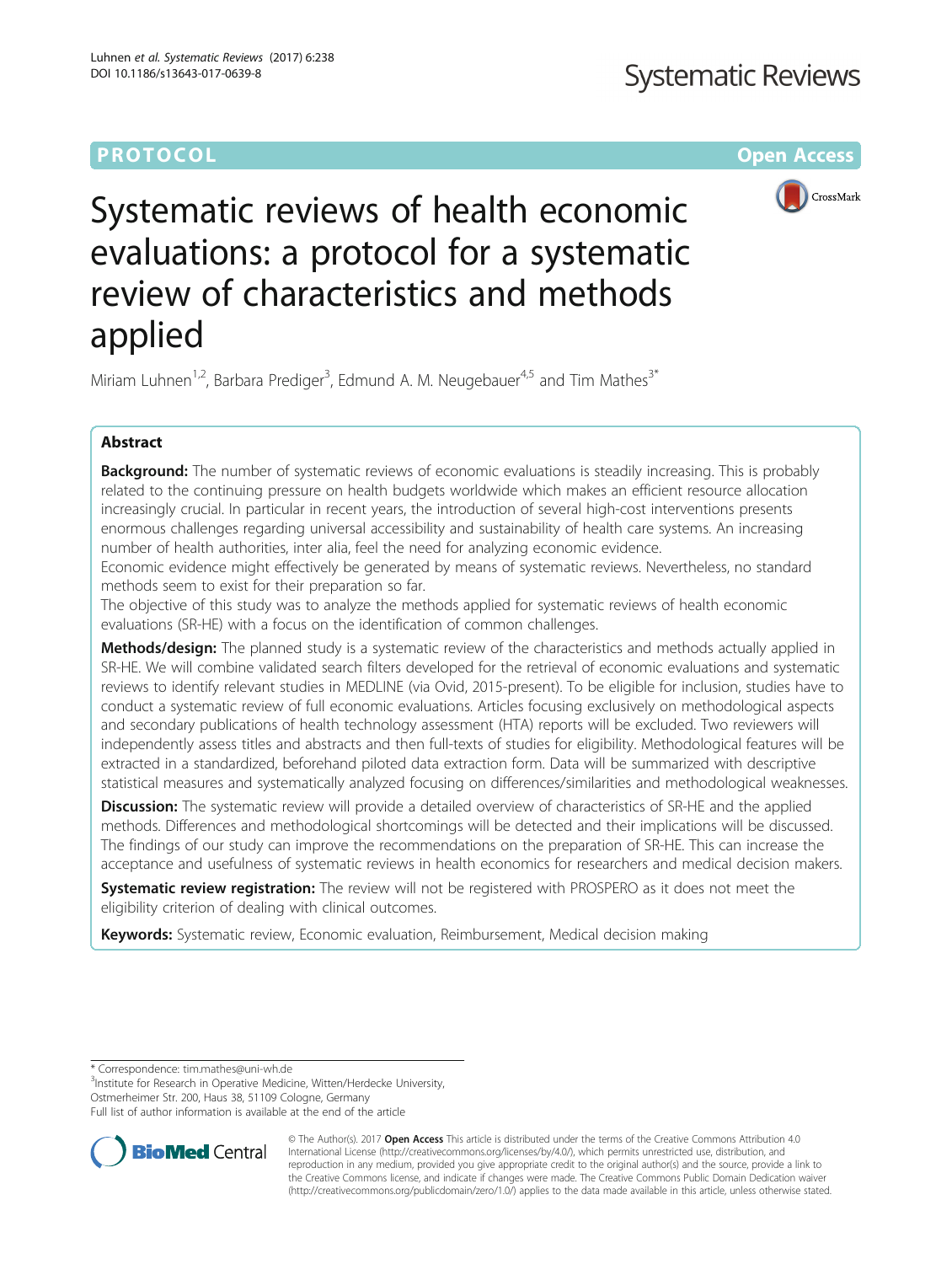PROTOCOL

Open Access

# Systematic reviews of health economic evaluations: a protocol for a systematic review of characteristics and methods applied

Miriam Luhnen[1,2], Barbara Prediger[3], Edmund A. M. Neugebauer[4,5] and Tim Mathes[3*]

## Abstract

**Background:** The number of systematic reviews of economic evaluations is steadily increasing. This is probably related to the continuing pressure on health budgets worldwide which makes an efficient resource allocation increasingly crucial. In particular in recent years, the introduction of several high-cost interventions presents enormous challenges regarding universal accessibility and sustainability of health care systems. An increasing number of health authorities, inter alia, feel the need for analyzing economic evidence.

Economic evidence might effectively be generated by means of systematic reviews. Nevertheless, no standard methods seem to exist for their preparation so far.

The objective of this study was to analyze the methods applied for systematic reviews of health economic evaluations (SR-HE) with a focus on the identification of common challenges.

**Methods/design:** The planned study is a systematic review of the characteristics and methods actually applied in SR-HE. We will combine validated search filters developed for the retrieval of economic evaluations and systematic reviews to identify relevant studies in MEDLINE (via Ovid, 2015-present). To be eligible for inclusion, studies have to conduct a systematic review of full economic evaluations. Articles focusing exclusively on methodological aspects and secondary publications of health technology assessment (HTA) reports will be excluded. Two reviewers will independently assess titles and abstracts and then full-texts of studies for eligibility. Methodological features will be extracted in a standardized, beforehand piloted data extraction form. Data will be summarized with descriptive statistical measures and systematically analyzed focusing on differences/similarities and methodological weaknesses.

**Discussion:** The systematic review will provide a detailed overview of characteristics of SR-HE and the applied methods. Differences and methodological shortcomings will be detected and their implications will be discussed. The findings of our study can improve the recommendations on the preparation of SR-HE. This can increase the acceptance and usefulness of systematic reviews in health economics for researchers and medical decision makers.

**Systematic review registration:** The review will not be registered with PROSPERO as it does not meet the eligibility criterion of dealing with clinical outcomes.

**Keywords:** Systematic review, Economic evaluation, Reimbursement, Medical decision making

* Correspondence: tim.mathes@uni-wh.de

[3]Institute for Research in Operative Medicine, Witten/Herdecke University, Ostmerheimer Str. 200, Haus 38, 51109 Cologne, Germany

Full list of author information is available at the end of the article

© The Author(s). 2017 **Open Access** This article is distributed under the terms of the Creative Commons Attribution 4.0 International License (http://creativecommons.org/licenses/by/4.0/), which permits unrestricted use, distribution, and reproduction in any medium, provided you give appropriate credit to the original author(s) and the source, provide a link to the Creative Commons license, and indicate if changes were made. The Creative Commons Public Domain Dedication waiver (http://creativecommons.org/publicdomain/zero/1.0/) applies to the data made available in this article, unless otherwise stated.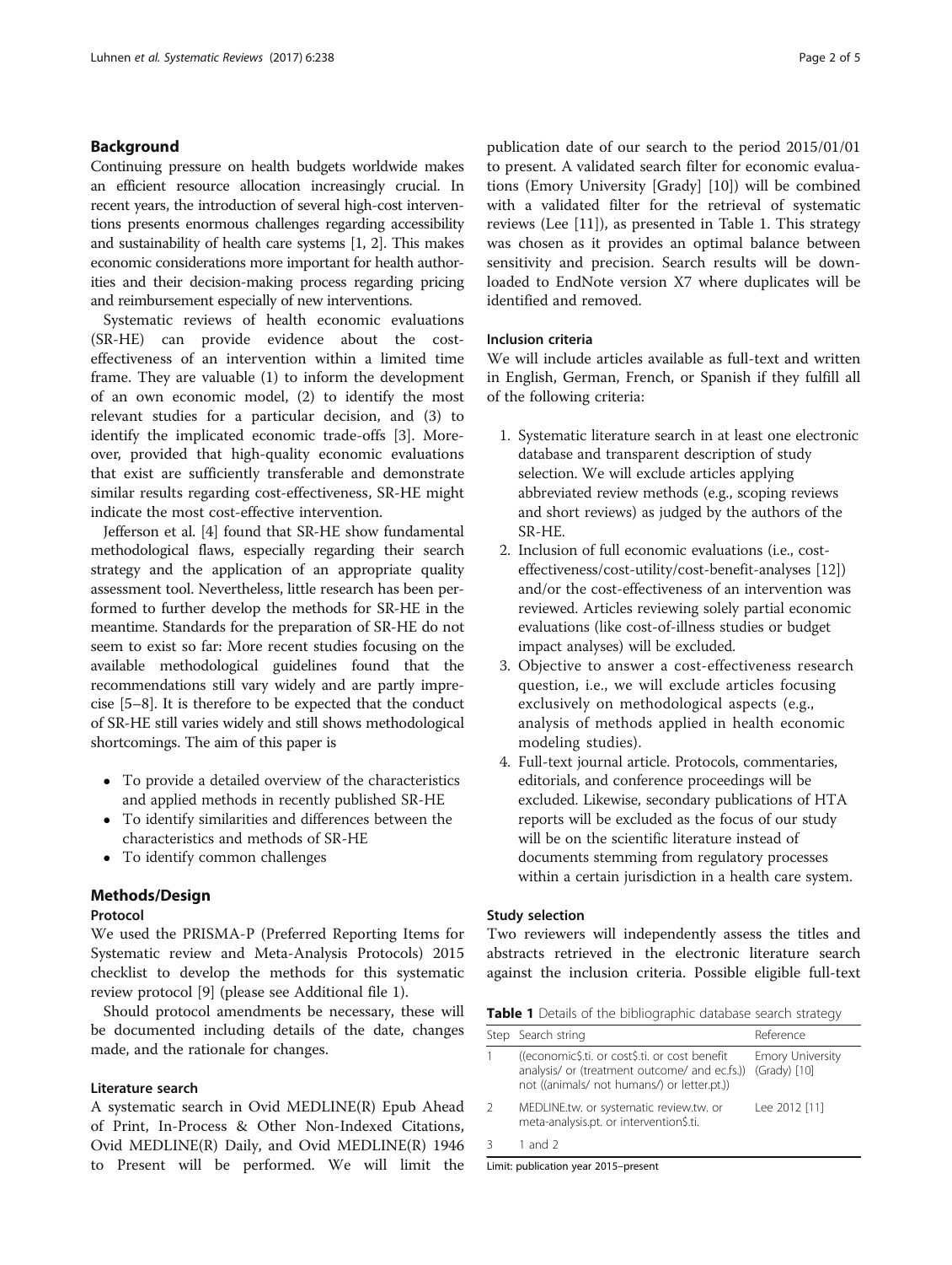## Background

Continuing pressure on health budgets worldwide makes an efficient resource allocation increasingly crucial. In recent years, the introduction of several high-cost interventions presents enormous challenges regarding accessibility and sustainability of health care systems [1, 2]. This makes economic considerations more important for health authorities and their decision-making process regarding pricing and reimbursement especially of new interventions.

Systematic reviews of health economic evaluations (SR-HE) can provide evidence about the cost-effectiveness of an intervention within a limited time frame. They are valuable (1) to inform the development of an own economic model, (2) to identify the most relevant studies for a particular decision, and (3) to identify the implicated economic trade-offs [3]. Moreover, provided that high-quality economic evaluations that exist are sufficiently transferable and demonstrate similar results regarding cost-effectiveness, SR-HE might indicate the most cost-effective intervention.

Jefferson et al. [4] found that SR-HE show fundamental methodological flaws, especially regarding their search strategy and the application of an appropriate quality assessment tool. Nevertheless, little research has been performed to further develop the methods for SR-HE in the meantime. Standards for the preparation of SR-HE do not seem to exist so far: More recent studies focusing on the available methodological guidelines found that the recommendations still vary widely and are partly imprecise [5–8]. It is therefore to be expected that the conduct of SR-HE still varies widely and still shows methodological shortcomings. The aim of this paper is

- To provide a detailed overview of the characteristics and applied methods in recently published SR-HE
- To identify similarities and differences between the characteristics and methods of SR-HE
- To identify common challenges

## Methods/Design

### Protocol

We used the PRISMA-P (Preferred Reporting Items for Systematic review and Meta-Analysis Protocols) 2015 checklist to develop the methods for this systematic review protocol [9] (please see Additional file 1).

Should protocol amendments be necessary, these will be documented including details of the date, changes made, and the rationale for changes.

### Literature search

A systematic search in Ovid MEDLINE(R) Epub Ahead of Print, In-Process & Other Non-Indexed Citations, Ovid MEDLINE(R) Daily, and Ovid MEDLINE(R) 1946 to Present will be performed. We will limit the publication date of our search to the period 2015/01/01 to present. A validated search filter for economic evaluations (Emory University [Grady] [10]) will be combined with a validated filter for the retrieval of systematic reviews (Lee [11]), as presented in Table 1. This strategy was chosen as it provides an optimal balance between sensitivity and precision. Search results will be downloaded to EndNote version X7 where duplicates will be identified and removed.

### Inclusion criteria

We will include articles available as full-text and written in English, German, French, or Spanish if they fulfill all of the following criteria:

1. Systematic literature search in at least one electronic database and transparent description of study selection. We will exclude articles applying abbreviated review methods (e.g., scoping reviews and short reviews) as judged by the authors of the SR-HE.
2. Inclusion of full economic evaluations (i.e., cost-effectiveness/cost-utility/cost-benefit-analyses [12]) and/or the cost-effectiveness of an intervention was reviewed. Articles reviewing solely partial economic evaluations (like cost-of-illness studies or budget impact analyses) will be excluded.
3. Objective to answer a cost-effectiveness research question, i.e., we will exclude articles focusing exclusively on methodological aspects (e.g., analysis of methods applied in health economic modeling studies).
4. Full-text journal article. Protocols, commentaries, editorials, and conference proceedings will be excluded. Likewise, secondary publications of HTA reports will be excluded as the focus of our study will be on the scientific literature instead of documents stemming from regulatory processes within a certain jurisdiction in a health care system.

### Study selection

Two reviewers will independently assess the titles and abstracts retrieved in the electronic literature search against the inclusion criteria. Possible eligible full-text

**Table 1** Details of the bibliographic database search strategy

| Step | Search string | Reference |
|---|---|---|
| 1 | ((economic$.ti. or cost$.ti. or cost benefit analysis/ or (treatment outcome/ and ec.fs.)) not ((animals/ not humans/) or letter.pt.)) | Emory University (Grady) [10] |
| 2 | MEDLINE.tw. or systematic review.tw. or meta-analysis.pt. or intervention$.ti. | Lee 2012 [11] |
| 3 | 1 and 2 | |

Limit: publication year 2015–present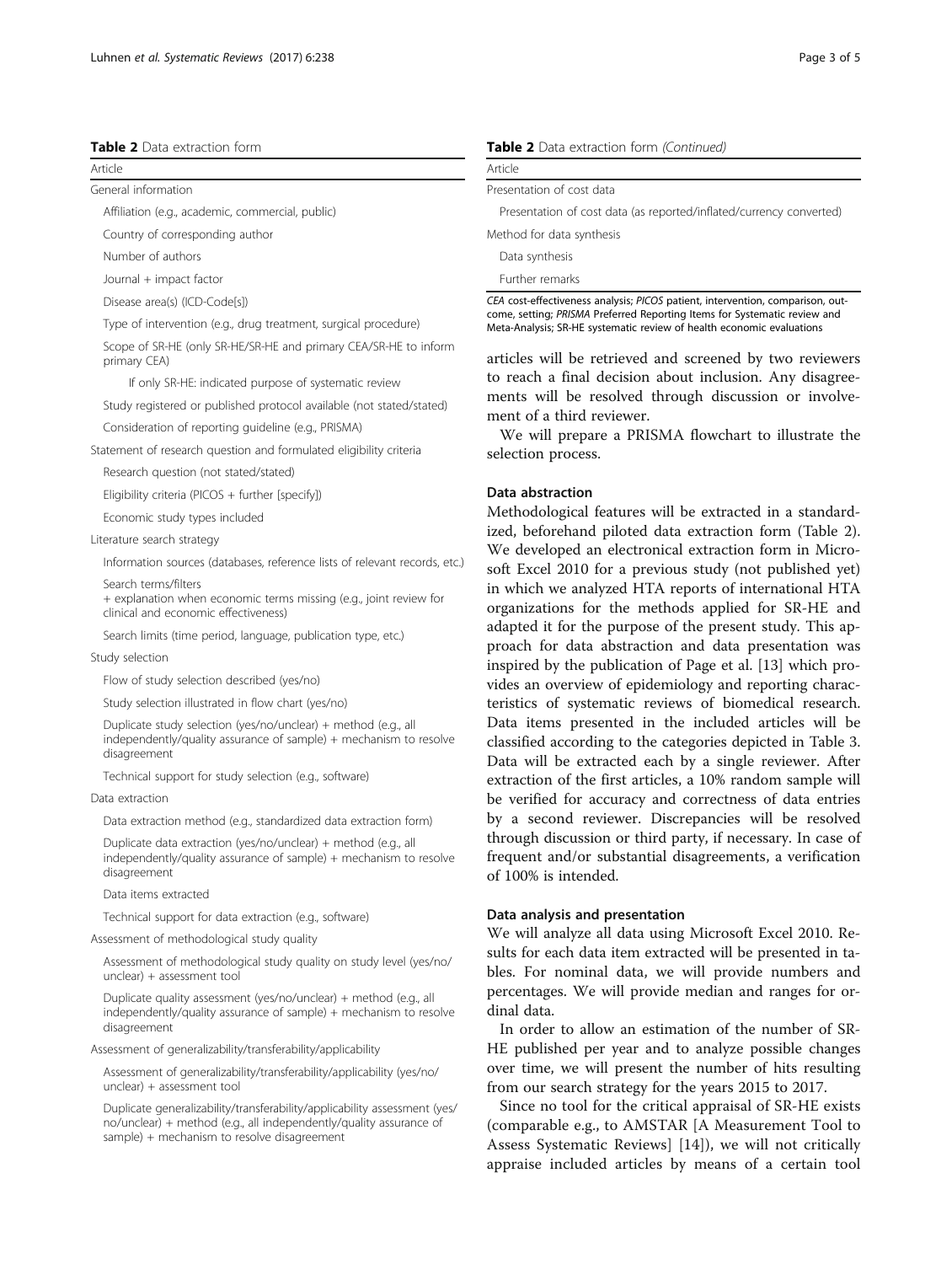**Table 2** Data extraction form

| Article |
|---|
| General information |
| Affiliation (e.g., academic, commercial, public) |
| Country of corresponding author |
| Number of authors |
| Journal + impact factor |
| Disease area(s) (ICD-Code[s]) |
| Type of intervention (e.g., drug treatment, surgical procedure) |
| Scope of SR-HE (only SR-HE/SR-HE and primary CEA/SR-HE to inform primary CEA) |
| If only SR-HE: indicated purpose of systematic review |
| Study registered or published protocol available (not stated/stated) |
| Consideration of reporting guideline (e.g., PRISMA) |
| Statement of research question and formulated eligibility criteria |
| Research question (not stated/stated) |
| Eligibility criteria (PICOS + further [specify]) |
| Economic study types included |
| Literature search strategy |
| Information sources (databases, reference lists of relevant records, etc.) |
| Search terms/filters + explanation when economic terms missing (e.g., joint review for clinical and economic effectiveness) |
| Search limits (time period, language, publication type, etc.) |
| Study selection |
| Flow of study selection described (yes/no) |
| Study selection illustrated in flow chart (yes/no) |
| Duplicate study selection (yes/no/unclear) + method (e.g., all independently/quality assurance of sample) + mechanism to resolve disagreement |
| Technical support for study selection (e.g., software) |
| Data extraction |
| Data extraction method (e.g., standardized data extraction form) |
| Duplicate data extraction (yes/no/unclear) + method (e.g., all independently/quality assurance of sample) + mechanism to resolve disagreement |
| Data items extracted |
| Technical support for data extraction (e.g., software) |
| Assessment of methodological study quality |
| Assessment of methodological study quality on study level (yes/no/unclear) + assessment tool |
| Duplicate quality assessment (yes/no/unclear) + method (e.g., all independently/quality assurance of sample) + mechanism to resolve disagreement |
| Assessment of generalizability/transferability/applicability |
| Assessment of generalizability/transferability/applicability (yes/no/unclear) + assessment tool |
| Duplicate generalizability/transferability/applicability assessment (yes/no/unclear) + method (e.g., all independently/quality assurance of sample) + mechanism to resolve disagreement |
| Presentation of cost data |
| Presentation of cost data (as reported/inflated/currency converted) |
| Method for data synthesis |
| Data synthesis |
| Further remarks |

*CEA* cost-effectiveness analysis; *PICOS* patient, intervention, comparison, outcome, setting; *PRISMA* Preferred Reporting Items for Systematic review and Meta-Analysis; SR-HE systematic review of health economic evaluations

articles will be retrieved and screened by two reviewers to reach a final decision about inclusion. Any disagreements will be resolved through discussion or involvement of a third reviewer.

We will prepare a PRISMA flowchart to illustrate the selection process.

### Data abstraction

Methodological features will be extracted in a standardized, beforehand piloted data extraction form (Table 2). We developed an electronical extraction form in Microsoft Excel 2010 for a previous study (not published yet) in which we analyzed HTA reports of international HTA organizations for the methods applied for SR-HE and adapted it for the purpose of the present study. This approach for data abstraction and data presentation was inspired by the publication of Page et al. [13] which provides an overview of epidemiology and reporting characteristics of systematic reviews of biomedical research. Data items presented in the included articles will be classified according to the categories depicted in Table 3. Data will be extracted each by a single reviewer. After extraction of the first articles, a 10% random sample will be verified for accuracy and correctness of data entries by a second reviewer. Discrepancies will be resolved through discussion or third party, if necessary. In case of frequent and/or substantial disagreements, a verification of 100% is intended.

### Data analysis and presentation

We will analyze all data using Microsoft Excel 2010. Results for each data item extracted will be presented in tables. For nominal data, we will provide numbers and percentages. We will provide median and ranges for ordinal data.

In order to allow an estimation of the number of SR-HE published per year and to analyze possible changes over time, we will present the number of hits resulting from our search strategy for the years 2015 to 2017.

Since no tool for the critical appraisal of SR-HE exists (comparable e.g., to AMSTAR [A Measurement Tool to Assess Systematic Reviews] [14]), we will not critically appraise included articles by means of a certain tool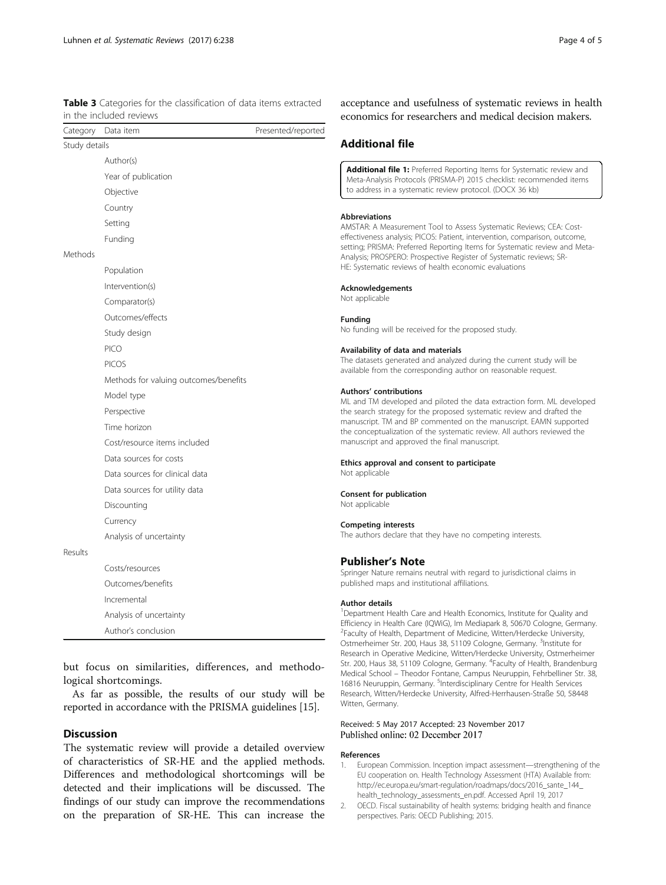**Table 3** Categories for the classification of data items extracted in the included reviews

| Category | Data item | Presented/reported |
|---|---|---|
| Study details | | |
| | Author(s) | |
| | Year of publication | |
| | Objective | |
| | Country | |
| | Setting | |
| | Funding | |
| Methods | | |
| | Population | |
| | Intervention(s) | |
| | Comparator(s) | |
| | Outcomes/effects | |
| | Study design | |
| | PICO | |
| | PICOS | |
| | Methods for valuing outcomes/benefits | |
| | Model type | |
| | Perspective | |
| | Time horizon | |
| | Cost/resource items included | |
| | Data sources for costs | |
| | Data sources for clinical data | |
| | Data sources for utility data | |
| | Discounting | |
| | Currency | |
| | Analysis of uncertainty | |
| Results | | |
| | Costs/resources | |
| | Outcomes/benefits | |
| | Incremental | |
| | Analysis of uncertainty | |
| | Author's conclusion | |

but focus on similarities, differences, and methodological shortcomings.

As far as possible, the results of our study will be reported in accordance with the PRISMA guidelines [15].

## Discussion

The systematic review will provide a detailed overview of characteristics of SR-HE and the applied methods. Differences and methodological shortcomings will be detected and their implications will be discussed. The findings of our study can improve the recommendations on the preparation of SR-HE. This can increase the acceptance and usefulness of systematic reviews in health economics for researchers and medical decision makers.

## Additional file

**Additional file 1:** Preferred Reporting Items for Systematic review and Meta-Analysis Protocols (PRISMA-P) 2015 checklist: recommended items to address in a systematic review protocol. (DOCX 36 kb)

#### Abbreviations

AMSTAR: A Measurement Tool to Assess Systematic Reviews; CEA: Cost-effectiveness analysis; PICOS: Patient, intervention, comparison, outcome, setting; PRISMA: Preferred Reporting Items for Systematic review and Meta-Analysis; PROSPERO: Prospective Register of Systematic reviews; SR-HE: Systematic reviews of health economic evaluations

#### Acknowledgements

Not applicable

#### Funding

No funding will be received for the proposed study.

#### Availability of data and materials

The datasets generated and analyzed during the current study will be available from the corresponding author on reasonable request.

#### Authors' contributions

ML and TM developed and piloted the data extraction form. ML developed the search strategy for the proposed systematic review and drafted the manuscript. TM and BP commented on the manuscript. EAMN supported the conceptualization of the systematic review. All authors reviewed the manuscript and approved the final manuscript.

#### Ethics approval and consent to participate

Not applicable

#### Consent for publication

Not applicable

#### Competing interests

The authors declare that they have no competing interests.

## Publisher's Note

Springer Nature remains neutral with regard to jurisdictional claims in published maps and institutional affiliations.

#### Author details

[1]Department Health Care and Health Economics, Institute for Quality and Efficiency in Health Care (IQWiG), Im Mediapark 8, 50670 Cologne, Germany. [2]Faculty of Health, Department of Medicine, Witten/Herdecke University, Ostmerheimer Str. 200, Haus 38, 51109 Cologne, Germany. [3]Institute for Research in Operative Medicine, Witten/Herdecke University, Ostmerheimer Str. 200, Haus 38, 51109 Cologne, Germany. [4]Faculty of Health, Brandenburg Medical School – Theodor Fontane, Campus Neuruppin, Fehrbelliner Str. 38, 16816 Neuruppin, Germany. [5]Interdisciplinary Centre for Health Services Research, Witten/Herdecke University, Alfred-Herrhausen-Straße 50, 58448 Witten, Germany.

Received: 5 May 2017 Accepted: 23 November 2017
Published online: 02 December 2017

#### References

1. European Commission. Inception impact assessment—strengthening of the EU cooperation on. Health Technology Assessment (HTA) Available from: http://ec.europa.eu/smart-regulation/roadmaps/docs/2016_sante_144_health_technology_assessments_en.pdf. Accessed April 19, 2017
2. OECD. Fiscal sustainability of health systems: bridging health and finance perspectives. Paris: OECD Publishing; 2015.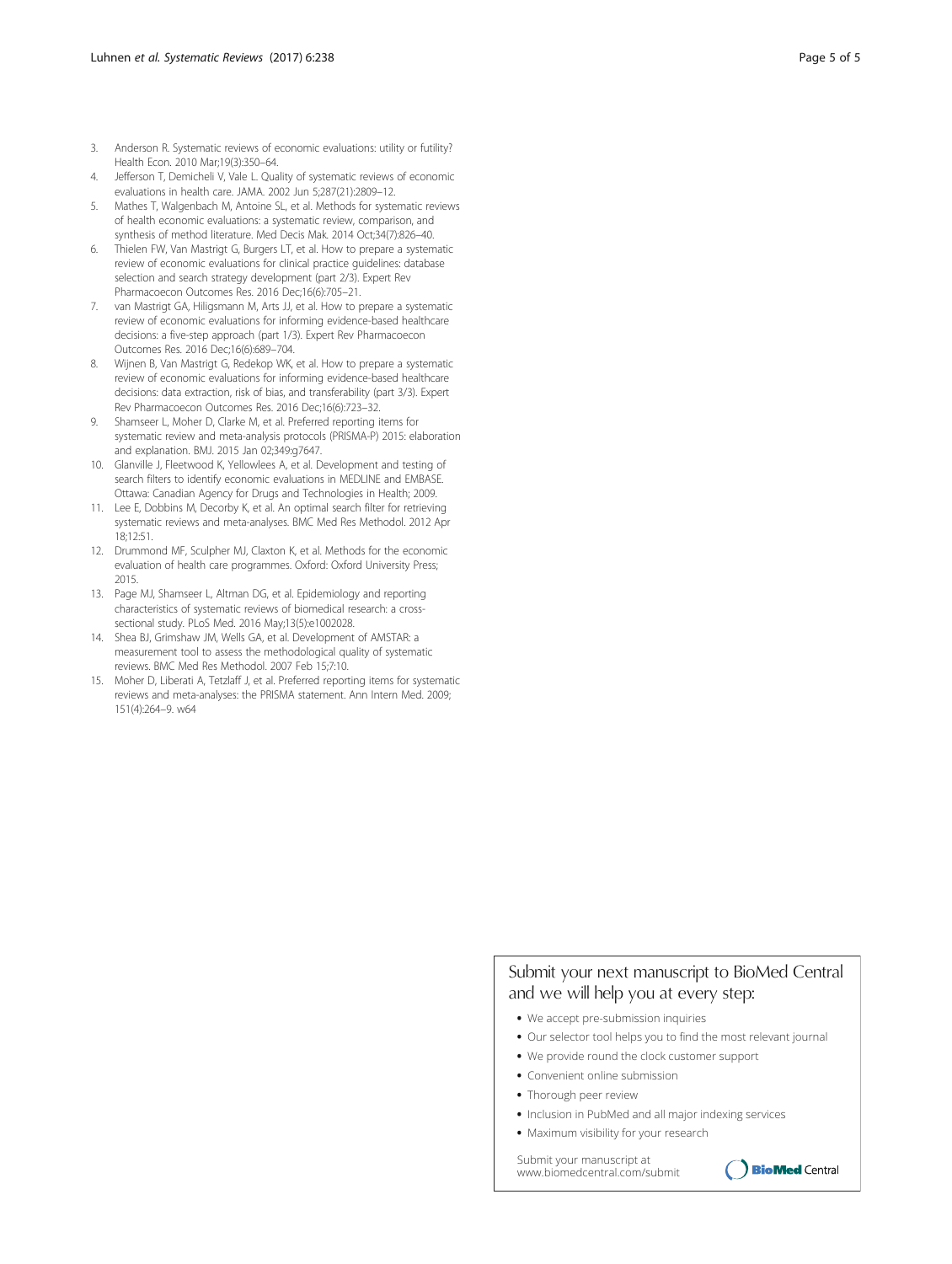3. Anderson R. Systematic reviews of economic evaluations: utility or futility? Health Econ. 2010 Mar;19(3):350–64.
4. Jefferson T, Demicheli V, Vale L. Quality of systematic reviews of economic evaluations in health care. JAMA. 2002 Jun 5;287(21):2809–12.
5. Mathes T, Walgenbach M, Antoine SL, et al. Methods for systematic reviews of health economic evaluations: a systematic review, comparison, and synthesis of method literature. Med Decis Mak. 2014 Oct;34(7):826–40.
6. Thielen FW, Van Mastrigt G, Burgers LT, et al. How to prepare a systematic review of economic evaluations for clinical practice guidelines: database selection and search strategy development (part 2/3). Expert Rev Pharmacoecon Outcomes Res. 2016 Dec;16(6):705–21.
7. van Mastrigt GA, Hiligsmann M, Arts JJ, et al. How to prepare a systematic review of economic evaluations for informing evidence-based healthcare decisions: a five-step approach (part 1/3). Expert Rev Pharmacoecon Outcomes Res. 2016 Dec;16(6):689–704.
8. Wijnen B, Van Mastrigt G, Redekop WK, et al. How to prepare a systematic review of economic evaluations for informing evidence-based healthcare decisions: data extraction, risk of bias, and transferability (part 3/3). Expert Rev Pharmacoecon Outcomes Res. 2016 Dec;16(6):723–32.
9. Shamseer L, Moher D, Clarke M, et al. Preferred reporting items for systematic review and meta-analysis protocols (PRISMA-P) 2015: elaboration and explanation. BMJ. 2015 Jan 02;349:g7647.
10. Glanville J, Fleetwood K, Yellowlees A, et al. Development and testing of search filters to identify economic evaluations in MEDLINE and EMBASE. Ottawa: Canadian Agency for Drugs and Technologies in Health; 2009.
11. Lee E, Dobbins M, Decorby K, et al. An optimal search filter for retrieving systematic reviews and meta-analyses. BMC Med Res Methodol. 2012 Apr 18;12:51.
12. Drummond MF, Sculpher MJ, Claxton K, et al. Methods for the economic evaluation of health care programmes. Oxford: Oxford University Press; 2015.
13. Page MJ, Shamseer L, Altman DG, et al. Epidemiology and reporting characteristics of systematic reviews of biomedical research: a cross-sectional study. PLoS Med. 2016 May;13(5):e1002028.
14. Shea BJ, Grimshaw JM, Wells GA, et al. Development of AMSTAR: a measurement tool to assess the methodological quality of systematic reviews. BMC Med Res Methodol. 2007 Feb 15;7:10.
15. Moher D, Liberati A, Tetzlaff J, et al. Preferred reporting items for systematic reviews and meta-analyses: the PRISMA statement. Ann Intern Med. 2009; 151(4):264–9. w64

Submit your next manuscript to BioMed Central and we will help you at every step:

- We accept pre-submission inquiries
- Our selector tool helps you to find the most relevant journal
- We provide round the clock customer support
- Convenient online submission
- Thorough peer review
- Inclusion in PubMed and all major indexing services
- Maximum visibility for your research

Submit your manuscript at www.biomedcentral.com/submit

BioMed Central